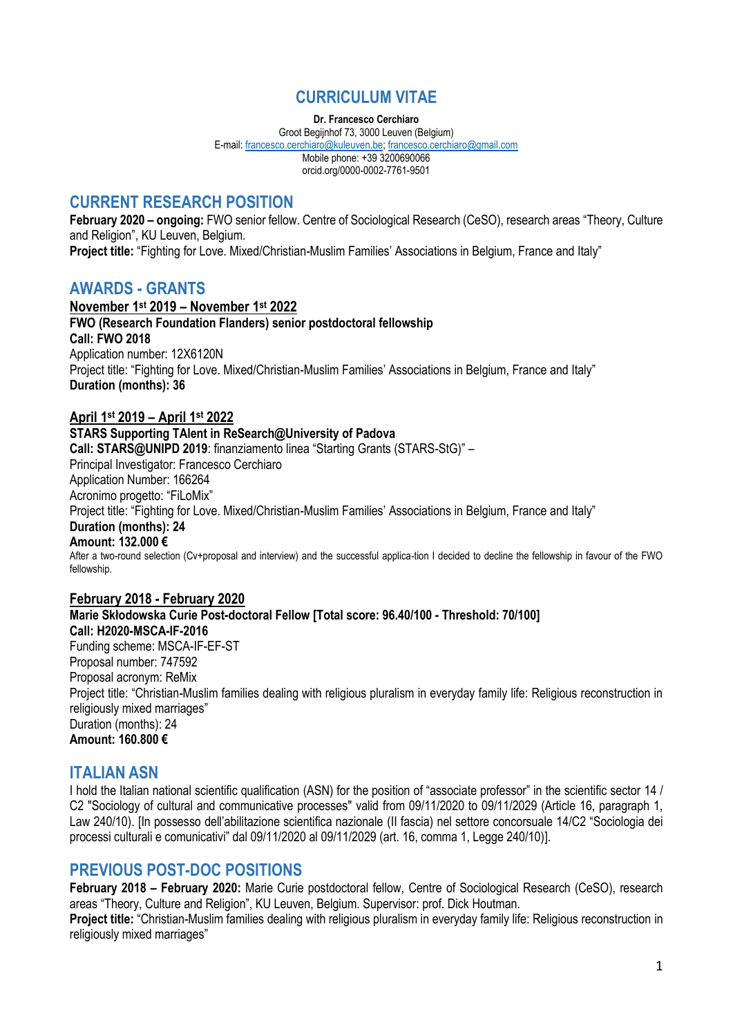# CURRICULUM VITAE

**Dr. Francesco Cerchiaro**
Groot Begijnhof 73, 3000 Leuven (Belgium)
E-mail: francesco.cerchiaro@kuleuven.be; francesco.cerchiaro@gmail.com
Mobile phone: +39 3200690066
orcid.org/0000-0002-7761-9501

## CURRENT RESEARCH POSITION

**February 2020 – ongoing:** FWO senior fellow. Centre of Sociological Research (CeSO), research areas "Theory, Culture and Religion", KU Leuven, Belgium.
**Project title:** "Fighting for Love. Mixed/Christian-Muslim Families' Associations in Belgium, France and Italy"

## AWARDS - GRANTS

**November 1st 2019 – November 1st 2022**
**FWO (Research Foundation Flanders) senior postdoctoral fellowship**
**Call: FWO 2018**
Application number: 12X6120N
Project title: "Fighting for Love. Mixed/Christian-Muslim Families' Associations in Belgium, France and Italy"
**Duration (months): 36**

**April 1st 2019 – April 1st 2022**
**STARS Supporting TAlent in ReSearch@University of Padova**
**Call: STARS@UNIPD 2019**: finanziamento linea "Starting Grants (STARS-StG)" –
Principal Investigator: Francesco Cerchiaro
Application Number: 166264
Acronimo progetto: "FiLoMix"
Project title: "Fighting for Love. Mixed/Christian-Muslim Families' Associations in Belgium, France and Italy"
**Duration (months): 24**
**Amount: 132.000 €**
After a two-round selection (Cv+proposal and interview) and the successful applica-tion I decided to decline the fellowship in favour of the FWO fellowship.

**February 2018 - February 2020**
**Marie Skłodowska Curie Post-doctoral Fellow [Total score: 96.40/100 - Threshold: 70/100]**
**Call: H2020-MSCA-IF-2016**
Funding scheme: MSCA-IF-EF-ST
Proposal number: 747592
Proposal acronym: ReMix
Project title: "Christian-Muslim families dealing with religious pluralism in everyday family life: Religious reconstruction in religiously mixed marriages"
Duration (months): 24
**Amount: 160.800 €**

## ITALIAN ASN

I hold the Italian national scientific qualification (ASN) for the position of "associate professor" in the scientific sector 14 / C2 "Sociology of cultural and communicative processes" valid from 09/11/2020 to 09/11/2029 (Article 16, paragraph 1, Law 240/10). [In possesso dell'abilitazione scientifica nazionale (II fascia) nel settore concorsuale 14/C2 "Sociologia dei processi culturali e comunicativi" dal 09/11/2020 al 09/11/2029 (art. 16, comma 1, Legge 240/10)].

## PREVIOUS POST-DOC POSITIONS

**February 2018 – February 2020:** Marie Curie postdoctoral fellow, Centre of Sociological Research (CeSO), research areas "Theory, Culture and Religion", KU Leuven, Belgium. Supervisor: prof. Dick Houtman.
**Project title:** "Christian-Muslim families dealing with religious pluralism in everyday family life: Religious reconstruction in religiously mixed marriages"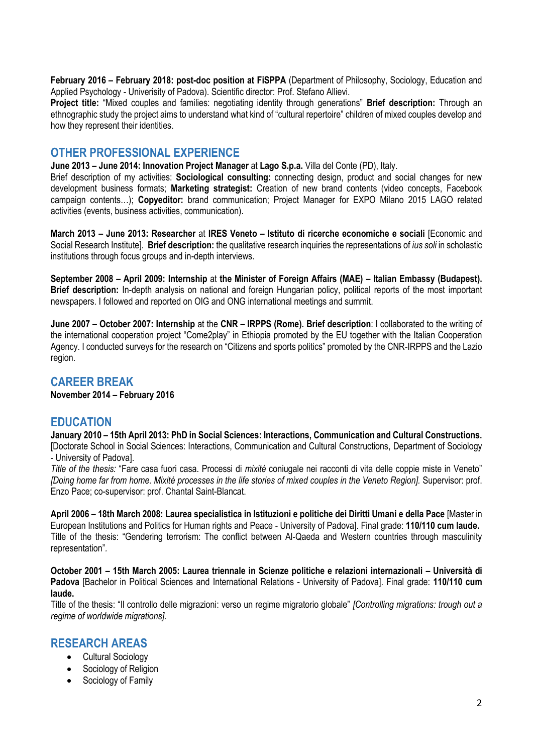**February 2016 – February 2018: post-doc position at FiSPPA** (Department of Philosophy, Sociology, Education and Applied Psychology - Univerisity of Padova). Scientific director: Prof. Stefano Allievi.
**Project title:** "Mixed couples and families: negotiating identity through generations" **Brief description:** Through an ethnographic study the project aims to understand what kind of "cultural repertoire" children of mixed couples develop and how they represent their identities.

## OTHER PROFESSIONAL EXPERIENCE

**June 2013 – June 2014: Innovation Project Manager** at **Lago S.p.a.** Villa del Conte (PD), Italy.
Brief description of my activities: **Sociological consulting:** connecting design, product and social changes for new development business formats; **Marketing strategist:** Creation of new brand contents (video concepts, Facebook campaign contents…); **Copyeditor:** brand communication; Project Manager for EXPO Milano 2015 LAGO related activities (events, business activities, communication).

**March 2013 – June 2013: Researcher** at **IRES Veneto – Istituto di ricerche economiche e sociali** [Economic and Social Research Institute]. **Brief description:** the qualitative research inquiries the representations of *ius soli* in scholastic institutions through focus groups and in-depth interviews.

**September 2008 – April 2009: Internship** at **the Minister of Foreign Affairs (MAE) – Italian Embassy (Budapest). Brief description:** In-depth analysis on national and foreign Hungarian policy, political reports of the most important newspapers. I followed and reported on OIG and ONG international meetings and summit.

**June 2007 – October 2007: Internship** at the **CNR – IRPPS (Rome). Brief description**: I collaborated to the writing of the international cooperation project "Come2play" in Ethiopia promoted by the EU together with the Italian Cooperation Agency. I conducted surveys for the research on "Citizens and sports politics" promoted by the CNR-IRPPS and the Lazio region.

## CAREER BREAK

**November 2014 – February 2016**

## EDUCATION

**January 2010 – 15th April 2013: PhD in Social Sciences: Interactions, Communication and Cultural Constructions.** [Doctorate School in Social Sciences: Interactions, Communication and Cultural Constructions, Department of Sociology - University of Padova].
*Title of the thesis:* "Fare casa fuori casa. Processi di *mixité* coniugale nei racconti di vita delle coppie miste in Veneto" *[Doing home far from home. Mixité processes in the life stories of mixed couples in the Veneto Region].* Supervisor: prof. Enzo Pace; co-supervisor: prof. Chantal Saint-Blancat.

**April 2006 – 18th March 2008: Laurea specialistica in Istituzioni e politiche dei Diritti Umani e della Pace** [Master in European Institutions and Politics for Human rights and Peace - University of Padova]. Final grade: **110/110 cum laude.**
Title of the thesis: "Gendering terrorism: The conflict between Al-Qaeda and Western countries through masculinity representation".

**October 2001 – 15th March 2005: Laurea triennale in Scienze politiche e relazioni internazionali – Università di Padova** [Bachelor in Political Sciences and International Relations - University of Padova]. Final grade: **110/110 cum laude.**
Title of the thesis: "Il controllo delle migrazioni: verso un regime migratorio globale" *[Controlling migrations: trough out a regime of worldwide migrations].*

## RESEARCH AREAS

- Cultural Sociology
- Sociology of Religion
- Sociology of Family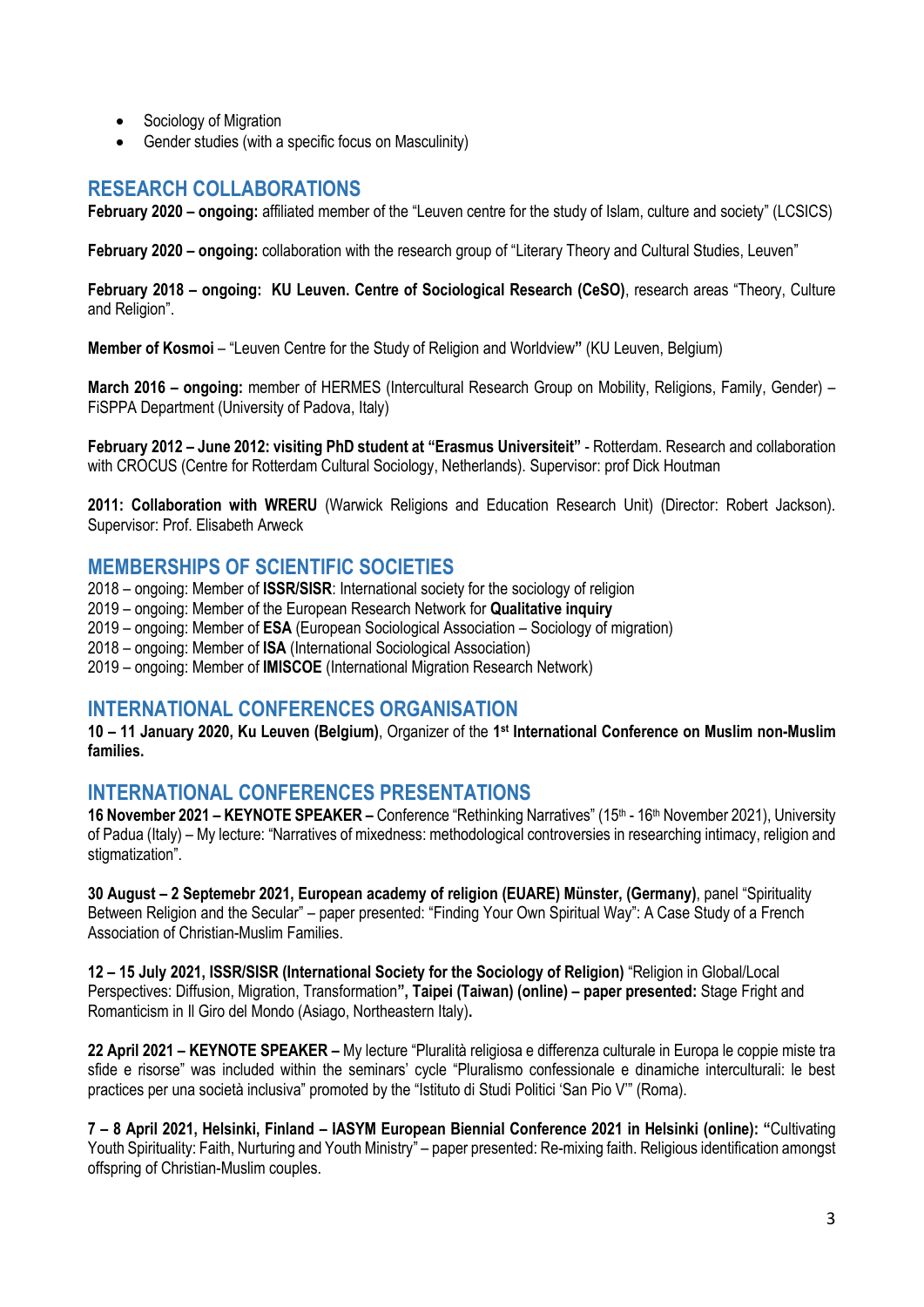- Sociology of Migration
- Gender studies (with a specific focus on Masculinity)

## RESEARCH COLLABORATIONS

**February 2020 – ongoing:** affiliated member of the "Leuven centre for the study of Islam, culture and society" (LCSICS)

**February 2020 – ongoing:** collaboration with the research group of "Literary Theory and Cultural Studies, Leuven"

**February 2018 – ongoing: KU Leuven. Centre of Sociological Research (CeSO)**, research areas "Theory, Culture and Religion".

**Member of Kosmoi** – "Leuven Centre for the Study of Religion and Worldview**"** (KU Leuven, Belgium)

**March 2016 – ongoing:** member of HERMES (Intercultural Research Group on Mobility, Religions, Family, Gender) – FiSPPA Department (University of Padova, Italy)

**February 2012 – June 2012: visiting PhD student at "Erasmus Universiteit"** - Rotterdam. Research and collaboration with CROCUS (Centre for Rotterdam Cultural Sociology, Netherlands). Supervisor: prof Dick Houtman

**2011: Collaboration with WRERU** (Warwick Religions and Education Research Unit) (Director: Robert Jackson). Supervisor: Prof. Elisabeth Arweck

## MEMBERSHIPS OF SCIENTIFIC SOCIETIES

2018 – ongoing: Member of **ISSR/SISR**: International society for the sociology of religion
2019 – ongoing: Member of the European Research Network for **Qualitative inquiry**
2019 – ongoing: Member of **ESA** (European Sociological Association – Sociology of migration)
2018 – ongoing: Member of **ISA** (International Sociological Association)
2019 – ongoing: Member of **IMISCOE** (International Migration Research Network)

## INTERNATIONAL CONFERENCES ORGANISATION

**10 – 11 January 2020, Ku Leuven (Belgium)**, Organizer of the **1st International Conference on Muslim non-Muslim families.**

## INTERNATIONAL CONFERENCES PRESENTATIONS

**16 November 2021 – KEYNOTE SPEAKER –** Conference "Rethinking Narratives" (15th - 16th November 2021), University of Padua (Italy) – My lecture: "Narratives of mixedness: methodological controversies in researching intimacy, religion and stigmatization".

**30 August – 2 Septemebr 2021, European academy of religion (EUARE) Münster, (Germany)**, panel "Spirituality Between Religion and the Secular" – paper presented: "Finding Your Own Spiritual Way": A Case Study of a French Association of Christian-Muslim Families.

**12 – 15 July 2021, ISSR/SISR (International Society for the Sociology of Religion)** "Religion in Global/Local Perspectives: Diffusion, Migration, Transformation**", Taipei (Taiwan) (online) – paper presented:** Stage Fright and Romanticism in Il Giro del Mondo (Asiago, Northeastern Italy)**.**

**22 April 2021 – KEYNOTE SPEAKER –** My lecture "Pluralità religiosa e differenza culturale in Europa le coppie miste tra sfide e risorse" was included within the seminars' cycle "Pluralismo confessionale e dinamiche interculturali: le best practices per una società inclusiva" promoted by the "Istituto di Studi Politici 'San Pio V'" (Roma).

**7 – 8 April 2021, Helsinki, Finland – IASYM European Biennial Conference 2021 in Helsinki (online): "**Cultivating Youth Spirituality: Faith, Nurturing and Youth Ministry" – paper presented: Re-mixing faith. Religious identification amongst offspring of Christian-Muslim couples.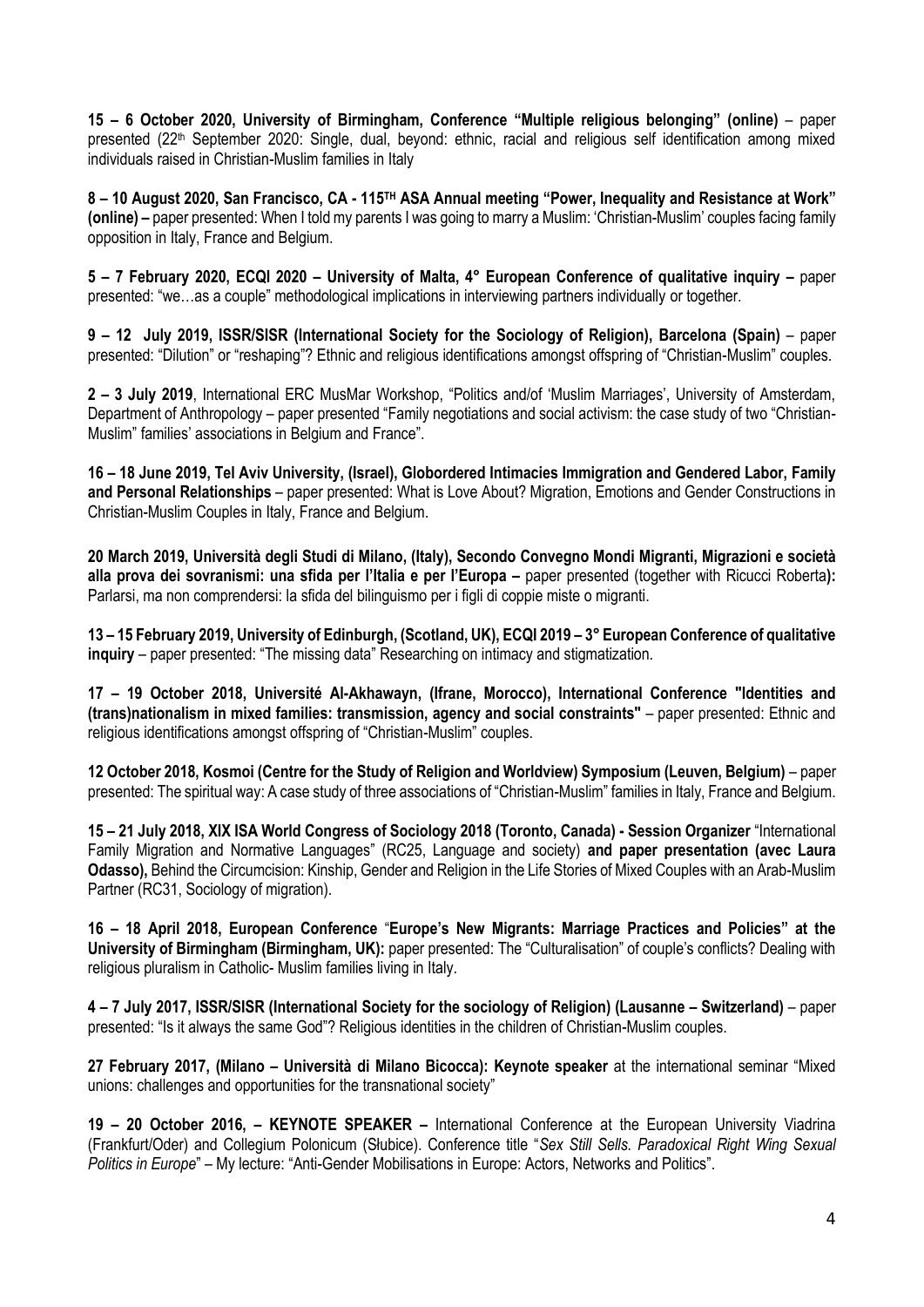**15 – 6 October 2020, University of Birmingham, Conference "Multiple religious belonging" (online)** – paper presented (22th September 2020: Single, dual, beyond: ethnic, racial and religious self identification among mixed individuals raised in Christian-Muslim families in Italy

**8 – 10 August 2020, San Francisco, CA - 115TH ASA Annual meeting "Power, Inequality and Resistance at Work" (online) –** paper presented: When I told my parents I was going to marry a Muslim: 'Christian-Muslim' couples facing family opposition in Italy, France and Belgium.

**5 – 7 February 2020, ECQI 2020 – University of Malta, 4° European Conference of qualitative inquiry –** paper presented: "we…as a couple" methodological implications in interviewing partners individually or together.

**9 – 12 July 2019, ISSR/SISR (International Society for the Sociology of Religion), Barcelona (Spain)** – paper presented: "Dilution" or "reshaping"? Ethnic and religious identifications amongst offspring of "Christian-Muslim" couples.

**2 – 3 July 2019**, International ERC MusMar Workshop, "Politics and/of 'Muslim Marriages', University of Amsterdam, Department of Anthropology – paper presented "Family negotiations and social activism: the case study of two "Christian-Muslim" families' associations in Belgium and France".

**16 – 18 June 2019, Tel Aviv University, (Israel), Globordered Intimacies Immigration and Gendered Labor, Family and Personal Relationships** – paper presented: What is Love About? Migration, Emotions and Gender Constructions in Christian-Muslim Couples in Italy, France and Belgium.

**20 March 2019, Università degli Studi di Milano, (Italy), Secondo Convegno Mondi Migranti, Migrazioni e società alla prova dei sovranismi: una sfida per l'Italia e per l'Europa –** paper presented (together with Ricucci Roberta**):** Parlarsi, ma non comprendersi: la sfida del bilinguismo per i figli di coppie miste o migranti.

**13 – 15 February 2019, University of Edinburgh, (Scotland, UK), ECQI 2019 – 3° European Conference of qualitative inquiry** – paper presented: "The missing data" Researching on intimacy and stigmatization.

**17 – 19 October 2018, Université Al-Akhawayn, (Ifrane, Morocco), International Conference "Identities and (trans)nationalism in mixed families: transmission, agency and social constraints"** – paper presented: Ethnic and religious identifications amongst offspring of "Christian-Muslim" couples.

**12 October 2018, Kosmoi (Centre for the Study of Religion and Worldview) Symposium (Leuven, Belgium)** – paper presented: The spiritual way: A case study of three associations of "Christian-Muslim" families in Italy, France and Belgium.

**15 – 21 July 2018, XIX ISA World Congress of Sociology 2018 (Toronto, Canada) - Session Organizer** "International Family Migration and Normative Languages" (RC25, Language and society) **and paper presentation (avec Laura Odasso),** Behind the Circumcision: Kinship, Gender and Religion in the Life Stories of Mixed Couples with an Arab-Muslim Partner (RC31, Sociology of migration).

**16 – 18 April 2018, European Conference** "**Europe's New Migrants: Marriage Practices and Policies" at the University of Birmingham (Birmingham, UK):** paper presented: The "Culturalisation" of couple's conflicts? Dealing with religious pluralism in Catholic- Muslim families living in Italy.

**4 – 7 July 2017, ISSR/SISR (International Society for the sociology of Religion) (Lausanne – Switzerland)** – paper presented: "Is it always the same God"? Religious identities in the children of Christian-Muslim couples.

**27 February 2017, (Milano – Università di Milano Bicocca): Keynote speaker** at the international seminar "Mixed unions: challenges and opportunities for the transnational society"

**19 – 20 October 2016, – KEYNOTE SPEAKER –** International Conference at the European University Viadrina (Frankfurt/Oder) and Collegium Polonicum (Słubice). Conference title "*Sex Still Sells. Paradoxical Right Wing Sexual Politics in Europe*" – My lecture: "Anti-Gender Mobilisations in Europe: Actors, Networks and Politics".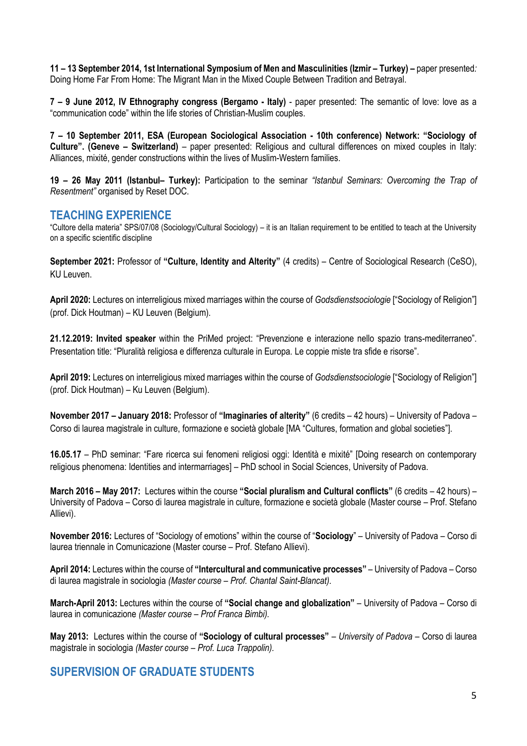**11 – 13 September 2014, 1st International Symposium of Men and Masculinities (Izmir – Turkey) –** paper presented*:* Doing Home Far From Home: The Migrant Man in the Mixed Couple Between Tradition and Betrayal.

**7 – 9 June 2012, IV Ethnography congress (Bergamo - Italy)** - paper presented: The semantic of love: love as a "communication code" within the life stories of Christian-Muslim couples.

**7 – 10 September 2011, ESA (European Sociological Association - 10th conference) Network: "Sociology of Culture". (Geneve – Switzerland)** – paper presented: Religious and cultural differences on mixed couples in Italy: Alliances, mixité, gender constructions within the lives of Muslim-Western families.

**19 – 26 May 2011 (Istanbul– Turkey):** Participation to the seminar *"Istanbul Seminars: Overcoming the Trap of Resentment"* organised by Reset DOC.

## TEACHING EXPERIENCE

"Cultore della materia" SPS/07/08 (Sociology/Cultural Sociology) – it is an Italian requirement to be entitled to teach at the University on a specific scientific discipline

**September 2021:** Professor of **"Culture, Identity and Alterity"** (4 credits) – Centre of Sociological Research (CeSO), KU Leuven.

**April 2020:** Lectures on interreligious mixed marriages within the course of *Godsdienstsociologie* ["Sociology of Religion"] (prof. Dick Houtman) – KU Leuven (Belgium).

**21.12.2019: Invited speaker** within the PriMed project: "Prevenzione e interazione nello spazio trans-mediterraneo". Presentation title: "Pluralità religiosa e differenza culturale in Europa. Le coppie miste tra sfide e risorse".

**April 2019:** Lectures on interreligious mixed marriages within the course of *Godsdienstsociologie* ["Sociology of Religion"] (prof. Dick Houtman) – Ku Leuven (Belgium).

**November 2017 – January 2018:** Professor of **"Imaginaries of alterity"** (6 credits – 42 hours) – University of Padova – Corso di laurea magistrale in culture, formazione e società globale [MA "Cultures, formation and global societies"].

**16.05.17** – PhD seminar: "Fare ricerca sui fenomeni religiosi oggi: Identità e mixité" [Doing research on contemporary religious phenomena: Identities and intermarriages] – PhD school in Social Sciences, University of Padova.

**March 2016 – May 2017:** Lectures within the course **"Social pluralism and Cultural conflicts"** (6 credits – 42 hours) – University of Padova – Corso di laurea magistrale in culture, formazione e società globale (Master course – Prof. Stefano Allievi).

**November 2016:** Lectures of "Sociology of emotions" within the course of "**Sociology**" – University of Padova – Corso di laurea triennale in Comunicazione (Master course – Prof. Stefano Allievi).

**April 2014:** Lectures within the course of **"Intercultural and communicative processes"** – University of Padova – Corso di laurea magistrale in sociologia *(Master course – Prof. Chantal Saint-Blancat).*

**March-April 2013:** Lectures within the course of **"Social change and globalization"** – University of Padova – Corso di laurea in comunicazione *(Master course – Prof Franca Bimbi).*

**May 2013:** Lectures within the course of **"Sociology of cultural processes"** – *University of Padova* – Corso di laurea magistrale in sociologia *(Master course – Prof. Luca Trappolin).*

## SUPERVISION OF GRADUATE STUDENTS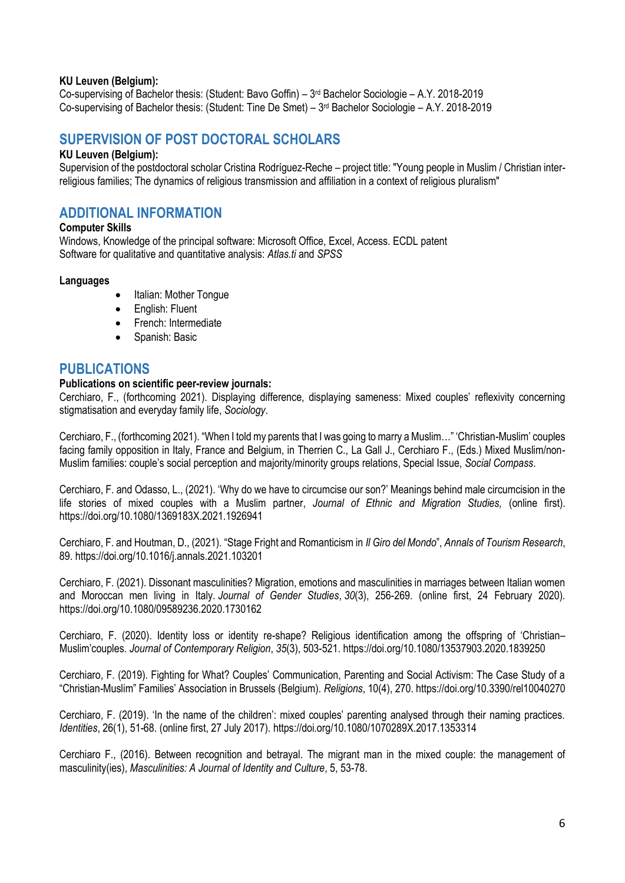**KU Leuven (Belgium):**

Co-supervising of Bachelor thesis: (Student: Bavo Goffin) – 3rd Bachelor Sociologie – A.Y. 2018-2019
Co-supervising of Bachelor thesis: (Student: Tine De Smet) – 3rd Bachelor Sociologie – A.Y. 2018-2019

## SUPERVISION OF POST DOCTORAL SCHOLARS

**KU Leuven (Belgium):**

Supervision of the postdoctoral scholar Cristina Rodríguez-Reche – project title: "Young people in Muslim / Christian inter-religious families; The dynamics of religious transmission and affiliation in a context of religious pluralism"

## ADDITIONAL INFORMATION

**Computer Skills**

Windows, Knowledge of the principal software: Microsoft Office, Excel, Access. ECDL patent
Software for qualitative and quantitative analysis: *Atlas.ti* and *SPSS*

**Languages**

- Italian: Mother Tongue
- English: Fluent
- French: Intermediate
- Spanish: Basic

## PUBLICATIONS

**Publications on scientific peer-review journals:**

Cerchiaro, F., (forthcoming 2021). Displaying difference, displaying sameness: Mixed couples' reflexivity concerning stigmatisation and everyday family life, *Sociology*.

Cerchiaro, F., (forthcoming 2021). "When I told my parents that I was going to marry a Muslim…" 'Christian-Muslim' couples facing family opposition in Italy, France and Belgium, in Therrien C., La Gall J., Cerchiaro F., (Eds.) Mixed Muslim/non-Muslim families: couple's social perception and majority/minority groups relations, Special Issue, *Social Compass*.

Cerchiaro, F. and Odasso, L., (2021). 'Why do we have to circumcise our son?' Meanings behind male circumcision in the life stories of mixed couples with a Muslim partner, *Journal of Ethnic and Migration Studies,* (online first). https://doi.org/10.1080/1369183X.2021.1926941

Cerchiaro, F. and Houtman, D., (2021). "Stage Fright and Romanticism in *Il Giro del Mondo*", *Annals of Tourism Research*, 89. https://doi.org/10.1016/j.annals.2021.103201

Cerchiaro, F. (2021). Dissonant masculinities? Migration, emotions and masculinities in marriages between Italian women and Moroccan men living in Italy. *Journal of Gender Studies*, *30*(3), 256-269. (online first, 24 February 2020). https://doi.org/10.1080/09589236.2020.1730162

Cerchiaro, F. (2020). Identity loss or identity re-shape? Religious identification among the offspring of 'Christian–Muslim'couples. *Journal of Contemporary Religion*, *35*(3), 503-521. https://doi.org/10.1080/13537903.2020.1839250

Cerchiaro, F. (2019). Fighting for What? Couples' Communication, Parenting and Social Activism: The Case Study of a "Christian-Muslim" Families' Association in Brussels (Belgium). *Religions*, 10(4), 270. https://doi.org/10.3390/rel10040270

Cerchiaro, F. (2019). 'In the name of the children': mixed couples' parenting analysed through their naming practices. *Identities*, 26(1), 51-68. (online first, 27 July 2017). https://doi.org/10.1080/1070289X.2017.1353314

Cerchiaro F., (2016). Between recognition and betrayal. The migrant man in the mixed couple: the management of masculinity(ies), *Masculinities: A Journal of Identity and Culture*, 5, 53-78.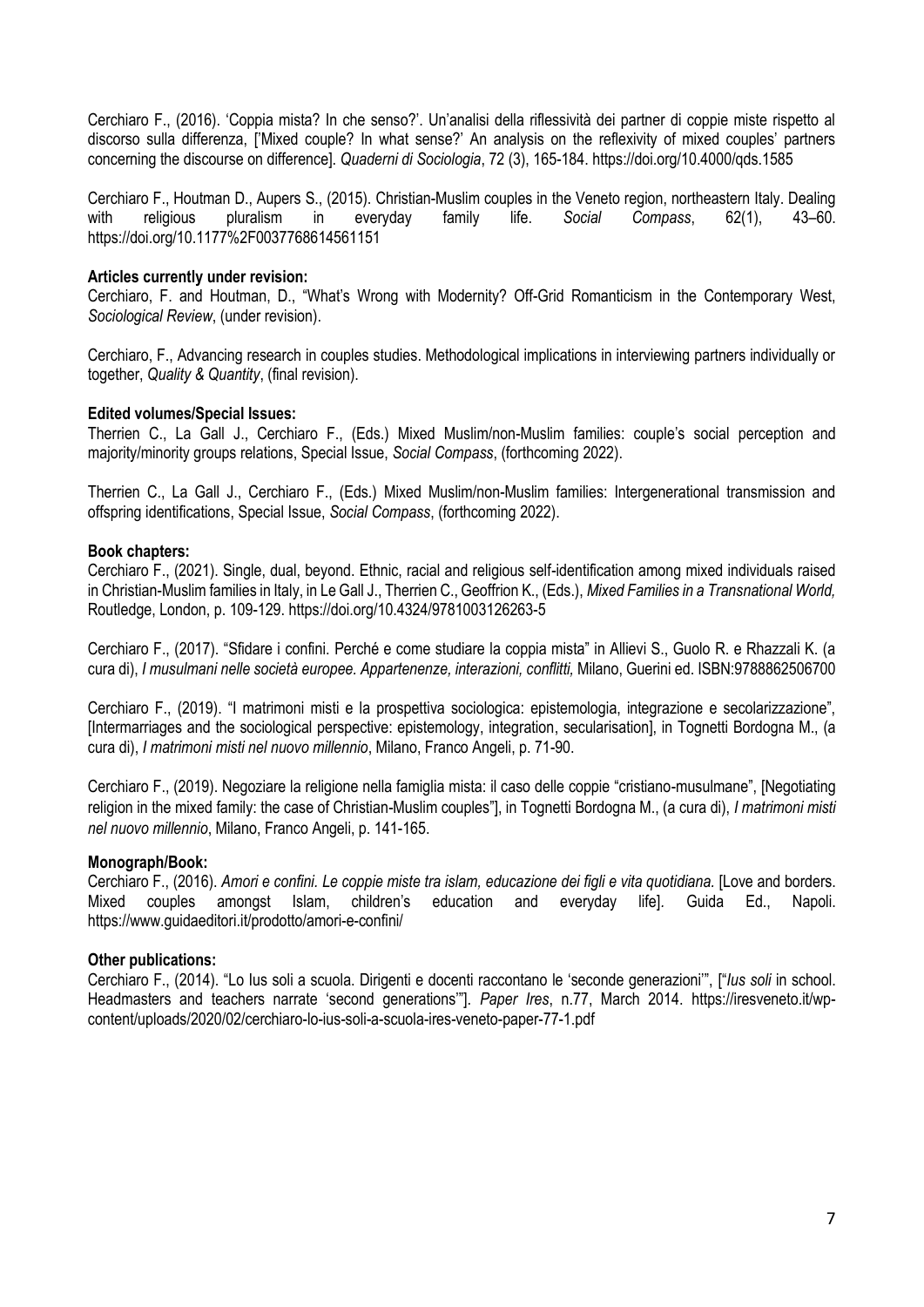Cerchiaro F., (2016). 'Coppia mista? In che senso?'. Un'analisi della riflessività dei partner di coppie miste rispetto al discorso sulla differenza, ['Mixed couple? In what sense?' An analysis on the reflexivity of mixed couples' partners concerning the discourse on difference]. *Quaderni di Sociologia*, 72 (3), 165-184. https://doi.org/10.4000/qds.1585

Cerchiaro F., Houtman D., Aupers S., (2015). Christian-Muslim couples in the Veneto region, northeastern Italy. Dealing with religious pluralism in everyday family life. *Social Compass*, 62(1), 43–60. https://doi.org/10.1177%2F0037768614561151

**Articles currently under revision:**

Cerchiaro, F. and Houtman, D., "What's Wrong with Modernity? Off-Grid Romanticism in the Contemporary West, *Sociological Review*, (under revision).

Cerchiaro, F., Advancing research in couples studies. Methodological implications in interviewing partners individually or together, *Quality & Quantity*, (final revision).

**Edited volumes/Special Issues:**

Therrien C., La Gall J., Cerchiaro F., (Eds.) Mixed Muslim/non-Muslim families: couple's social perception and majority/minority groups relations, Special Issue, *Social Compass*, (forthcoming 2022).

Therrien C., La Gall J., Cerchiaro F., (Eds.) Mixed Muslim/non-Muslim families: Intergenerational transmission and offspring identifications, Special Issue, *Social Compass*, (forthcoming 2022).

**Book chapters:**

Cerchiaro F., (2021). Single, dual, beyond. Ethnic, racial and religious self-identification among mixed individuals raised in Christian-Muslim families in Italy, in Le Gall J., Therrien C., Geoffrion K., (Eds.), *Mixed Families in a Transnational World,* Routledge, London, p. 109-129. https://doi.org/10.4324/9781003126263-5

Cerchiaro F., (2017). "Sfidare i confini. Perché e come studiare la coppia mista" in Allievi S., Guolo R. e Rhazzali K. (a cura di), *I musulmani nelle società europee. Appartenenze, interazioni, conflitti,* Milano, Guerini ed. ISBN:9788862506700

Cerchiaro F., (2019). "I matrimoni misti e la prospettiva sociologica: epistemologia, integrazione e secolarizzazione", [Intermarriages and the sociological perspective: epistemology, integration, secularisation], in Tognetti Bordogna M., (a cura di), *I matrimoni misti nel nuovo millennio*, Milano, Franco Angeli, p. 71-90.

Cerchiaro F., (2019). Negoziare la religione nella famiglia mista: il caso delle coppie "cristiano-musulmane", [Negotiating religion in the mixed family: the case of Christian-Muslim couples"], in Tognetti Bordogna M., (a cura di), *I matrimoni misti nel nuovo millennio*, Milano, Franco Angeli, p. 141-165.

**Monograph/Book:**

Cerchiaro F., (2016). *Amori e confini. Le coppie miste tra islam, educazione dei figli e vita quotidiana.* [Love and borders. Mixed couples amongst Islam, children's education and everyday life]. Guida Ed., Napoli. https://www.guidaeditori.it/prodotto/amori-e-confini/

**Other publications:**

Cerchiaro F., (2014). "Lo Ius soli a scuola. Dirigenti e docenti raccontano le 'seconde generazioni'", ["*Ius soli* in school. Headmasters and teachers narrate 'second generations'"]. *Paper Ires*, n.77, March 2014. https://iresveneto.it/wp-content/uploads/2020/02/cerchiaro-lo-ius-soli-a-scuola-ires-veneto-paper-77-1.pdf